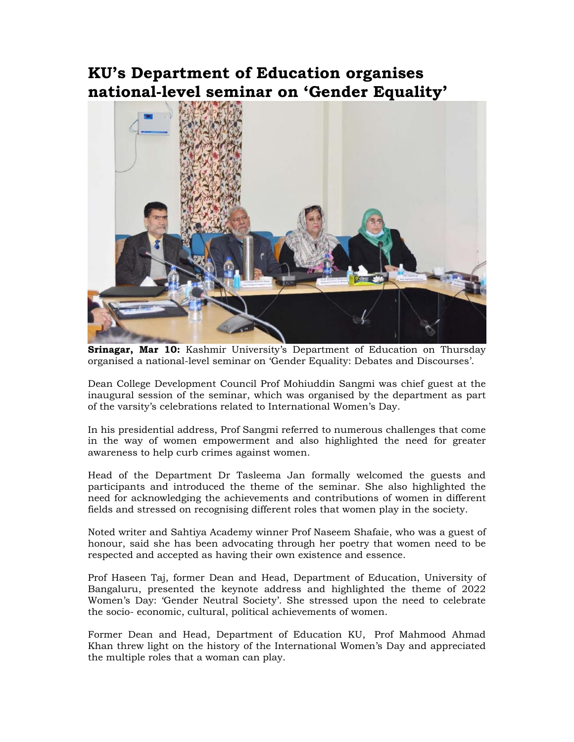# KU's Department of Education organises national-level seminar on 'Gender Equality'

**Srinagar, Mar 10:** Kashmir University's Department of Education on Thursday organised a national-level seminar on 'Gender Equality: Debates and Discourses'.

Dean College Development Council Prof Mohiuddin Sangmi was chief guest at the inaugural session of the seminar, which was organised by the department as part of the varsity's celebrations related to International Women's Day.

In his presidential address, Prof Sangmi referred to numerous challenges that come in the way of women empowerment and also highlighted the need for greater awareness to help curb crimes against women.

Head of the Department Dr Tasleema Jan formally welcomed the guests and participants and introduced the theme of the seminar. She also highlighted the need for acknowledging the achievements and contributions of women in different fields and stressed on recognising different roles that women play in the society.

Noted writer and Sahtiya Academy winner Prof Naseem Shafaie, who was a guest of honour, said she has been advocating through her poetry that women need to be respected and accepted as having their own existence and essence.

Prof Haseen Taj, former Dean and Head, Department of Education, University of Bangaluru, presented the keynote address and highlighted the theme of 2022 Women's Day: 'Gender Neutral Society'. She stressed upon the need to celebrate the socio- economic, cultural, political achievements of women.

Former Dean and Head, Department of Education KU, Prof Mahmood Ahmad Khan threw light on the history of the International Women's Day and appreciated the multiple roles that a woman can play.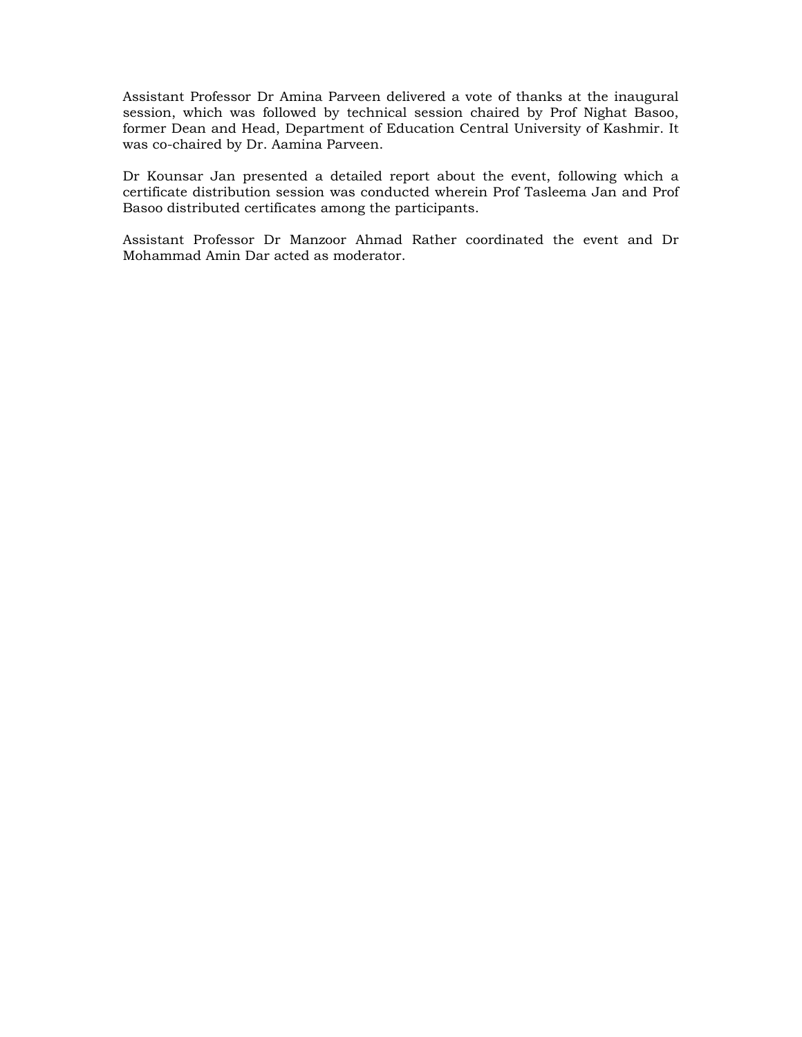Assistant Professor Dr Amina Parveen delivered a vote of thanks at the inaugural session, which was followed by technical session chaired by Prof Nighat Basoo, former Dean and Head, Department of Education Central University of Kashmir. It was co-chaired by Dr. Aamina Parveen.

Dr Kounsar Jan presented a detailed report about the event, following which a certificate distribution session was conducted wherein Prof Tasleema Jan and Prof Basoo distributed certificates among the participants.

Assistant Professor Dr Manzoor Ahmad Rather coordinated the event and Dr Mohammad Amin Dar acted as moderator.